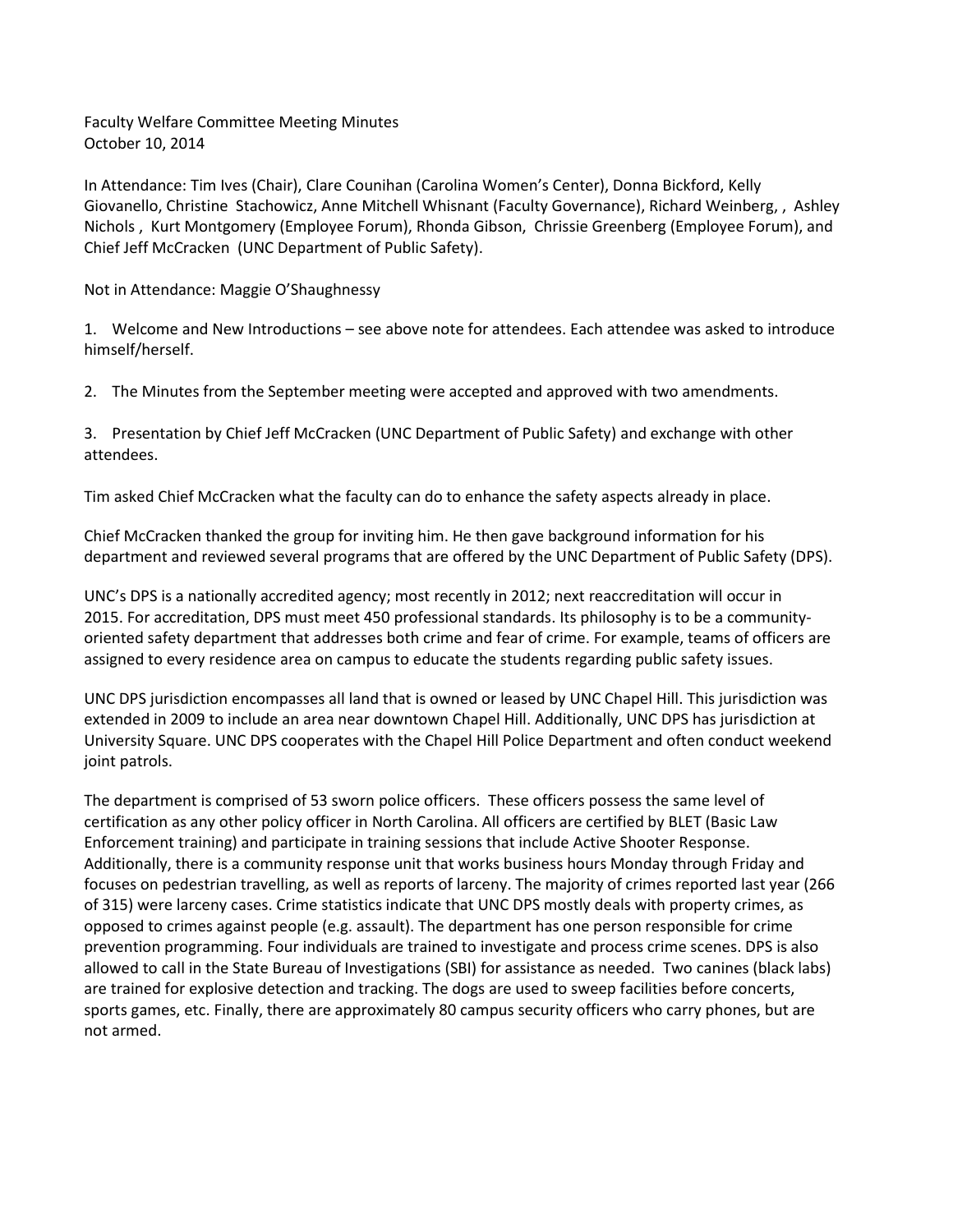Faculty Welfare Committee Meeting Minutes
October 10, 2014

In Attendance: Tim Ives (Chair), Clare Counihan (Carolina Women's Center), Donna Bickford, Kelly Giovanello, Christine Stachowicz, Anne Mitchell Whisnant (Faculty Governance), Richard Weinberg, , Ashley Nichols , Kurt Montgomery (Employee Forum), Rhonda Gibson, Chrissie Greenberg (Employee Forum), and Chief Jeff McCracken (UNC Department of Public Safety).

Not in Attendance: Maggie O'Shaughnessy

1. Welcome and New Introductions – see above note for attendees. Each attendee was asked to introduce himself/herself.

2. The Minutes from the September meeting were accepted and approved with two amendments.

3. Presentation by Chief Jeff McCracken (UNC Department of Public Safety) and exchange with other attendees.

Tim asked Chief McCracken what the faculty can do to enhance the safety aspects already in place.

Chief McCracken thanked the group for inviting him. He then gave background information for his department and reviewed several programs that are offered by the UNC Department of Public Safety (DPS).

UNC's DPS is a nationally accredited agency; most recently in 2012; next reaccreditation will occur in 2015. For accreditation, DPS must meet 450 professional standards. Its philosophy is to be a community-oriented safety department that addresses both crime and fear of crime. For example, teams of officers are assigned to every residence area on campus to educate the students regarding public safety issues.

UNC DPS jurisdiction encompasses all land that is owned or leased by UNC Chapel Hill. This jurisdiction was extended in 2009 to include an area near downtown Chapel Hill. Additionally, UNC DPS has jurisdiction at University Square. UNC DPS cooperates with the Chapel Hill Police Department and often conduct weekend joint patrols.

The department is comprised of 53 sworn police officers. These officers possess the same level of certification as any other policy officer in North Carolina. All officers are certified by BLET (Basic Law Enforcement training) and participate in training sessions that include Active Shooter Response. Additionally, there is a community response unit that works business hours Monday through Friday and focuses on pedestrian travelling, as well as reports of larceny. The majority of crimes reported last year (266 of 315) were larceny cases. Crime statistics indicate that UNC DPS mostly deals with property crimes, as opposed to crimes against people (e.g. assault). The department has one person responsible for crime prevention programming. Four individuals are trained to investigate and process crime scenes. DPS is also allowed to call in the State Bureau of Investigations (SBI) for assistance as needed. Two canines (black labs) are trained for explosive detection and tracking. The dogs are used to sweep facilities before concerts, sports games, etc. Finally, there are approximately 80 campus security officers who carry phones, but are not armed.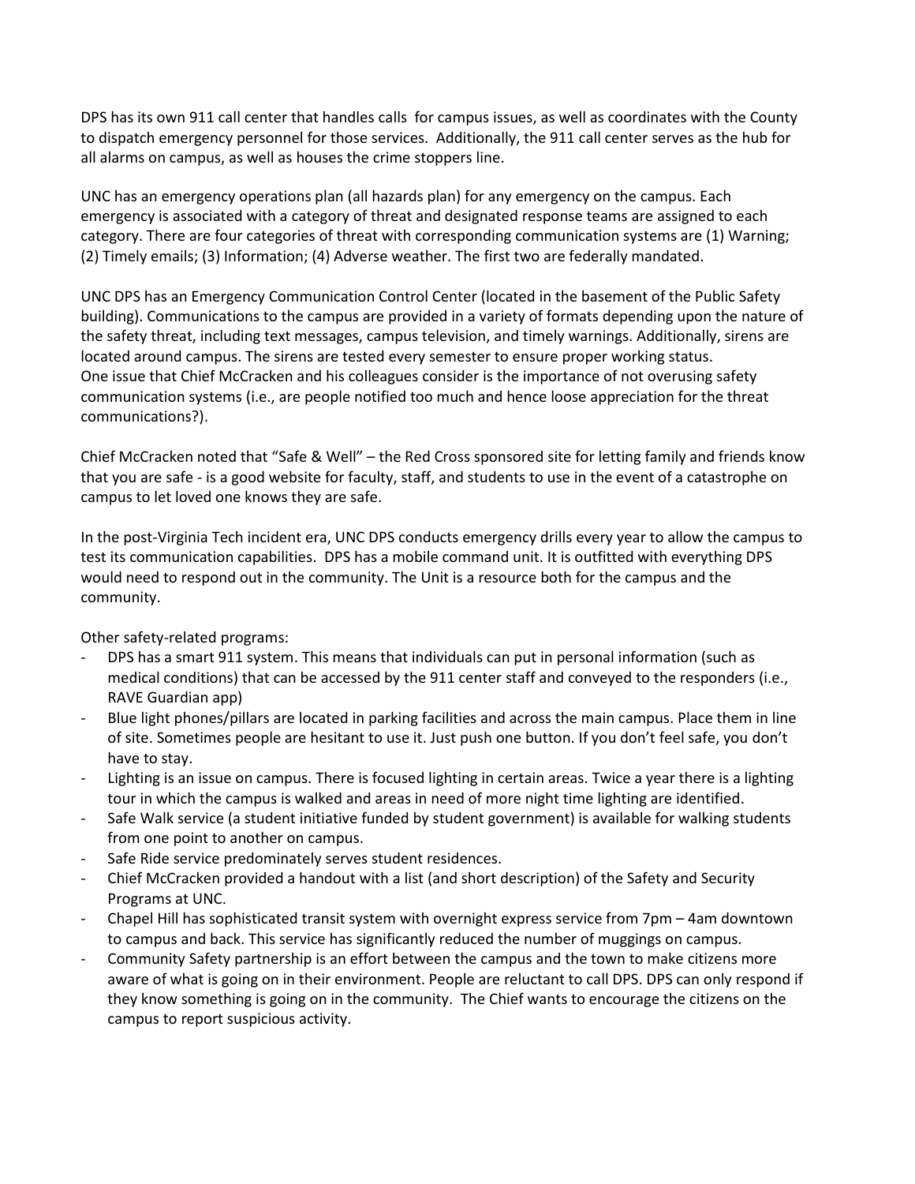DPS has its own 911 call center that handles calls  for campus issues, as well as coordinates with the County to dispatch emergency personnel for those services.  Additionally, the 911 call center serves as the hub for all alarms on campus, as well as houses the crime stoppers line.

UNC has an emergency operations plan (all hazards plan) for any emergency on the campus. Each emergency is associated with a category of threat and designated response teams are assigned to each category. There are four categories of threat with corresponding communication systems are (1) Warning; (2) Timely emails; (3) Information; (4) Adverse weather. The first two are federally mandated.

UNC DPS has an Emergency Communication Control Center (located in the basement of the Public Safety building). Communications to the campus are provided in a variety of formats depending upon the nature of the safety threat, including text messages, campus television, and timely warnings. Additionally, sirens are located around campus. The sirens are tested every semester to ensure proper working status.
One issue that Chief McCracken and his colleagues consider is the importance of not overusing safety communication systems (i.e., are people notified too much and hence loose appreciation for the threat communications?).

Chief McCracken noted that "Safe & Well" – the Red Cross sponsored site for letting family and friends know that you are safe - is a good website for faculty, staff, and students to use in the event of a catastrophe on campus to let loved one knows they are safe.

In the post-Virginia Tech incident era, UNC DPS conducts emergency drills every year to allow the campus to test its communication capabilities.  DPS has a mobile command unit. It is outfitted with everything DPS would need to respond out in the community. The Unit is a resource both for the campus and the community.

Other safety-related programs:

- DPS has a smart 911 system. This means that individuals can put in personal information (such as medical conditions) that can be accessed by the 911 center staff and conveyed to the responders (i.e., RAVE Guardian app)
- Blue light phones/pillars are located in parking facilities and across the main campus. Place them in line of site. Sometimes people are hesitant to use it. Just push one button. If you don't feel safe, you don't have to stay.
- Lighting is an issue on campus. There is focused lighting in certain areas. Twice a year there is a lighting tour in which the campus is walked and areas in need of more night time lighting are identified.
- Safe Walk service (a student initiative funded by student government) is available for walking students from one point to another on campus.
- Safe Ride service predominately serves student residences.
- Chief McCracken provided a handout with a list (and short description) of the Safety and Security Programs at UNC.
- Chapel Hill has sophisticated transit system with overnight express service from 7pm – 4am downtown to campus and back. This service has significantly reduced the number of muggings on campus.
- Community Safety partnership is an effort between the campus and the town to make citizens more aware of what is going on in their environment. People are reluctant to call DPS. DPS can only respond if they know something is going on in the community.  The Chief wants to encourage the citizens on the campus to report suspicious activity.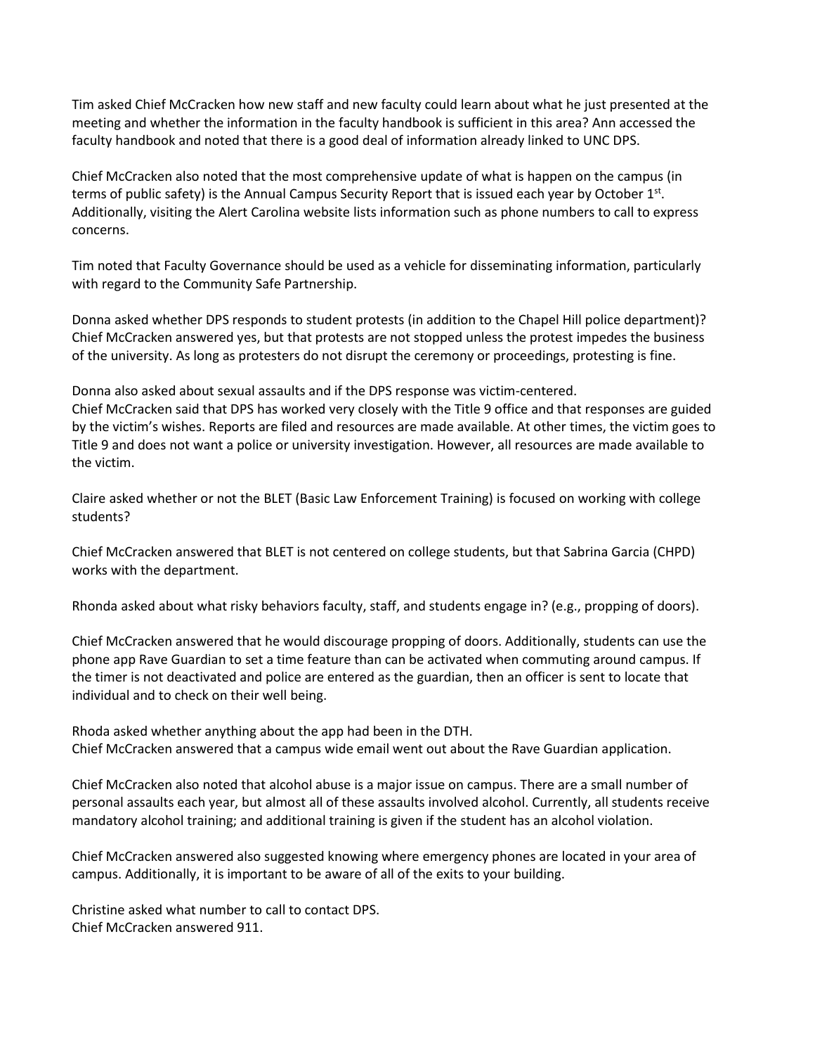Tim asked Chief McCracken how new staff and new faculty could learn about what he just presented at the meeting and whether the information in the faculty handbook is sufficient in this area? Ann accessed the faculty handbook and noted that there is a good deal of information already linked to UNC DPS.

Chief McCracken also noted that the most comprehensive update of what is happen on the campus (in terms of public safety) is the Annual Campus Security Report that is issued each year by October 1st. Additionally, visiting the Alert Carolina website lists information such as phone numbers to call to express concerns.

Tim noted that Faculty Governance should be used as a vehicle for disseminating information, particularly with regard to the Community Safe Partnership.

Donna asked whether DPS responds to student protests (in addition to the Chapel Hill police department)? Chief McCracken answered yes, but that protests are not stopped unless the protest impedes the business of the university. As long as protesters do not disrupt the ceremony or proceedings, protesting is fine.

Donna also asked about sexual assaults and if the DPS response was victim-centered.
Chief McCracken said that DPS has worked very closely with the Title 9 office and that responses are guided by the victim's wishes. Reports are filed and resources are made available. At other times, the victim goes to Title 9 and does not want a police or university investigation. However, all resources are made available to the victim.

Claire asked whether or not the BLET (Basic Law Enforcement Training) is focused on working with college students?

Chief McCracken answered that BLET is not centered on college students, but that Sabrina Garcia (CHPD) works with the department.

Rhonda asked about what risky behaviors faculty, staff, and students engage in? (e.g., propping of doors).

Chief McCracken answered that he would discourage propping of doors. Additionally, students can use the phone app Rave Guardian to set a time feature than can be activated when commuting around campus. If the timer is not deactivated and police are entered as the guardian, then an officer is sent to locate that individual and to check on their well being.

Rhoda asked whether anything about the app had been in the DTH.
Chief McCracken answered that a campus wide email went out about the Rave Guardian application.

Chief McCracken also noted that alcohol abuse is a major issue on campus. There are a small number of personal assaults each year, but almost all of these assaults involved alcohol. Currently, all students receive mandatory alcohol training; and additional training is given if the student has an alcohol violation.

Chief McCracken answered also suggested knowing where emergency phones are located in your area of campus. Additionally, it is important to be aware of all of the exits to your building.

Christine asked what number to call to contact DPS.
Chief McCracken answered 911.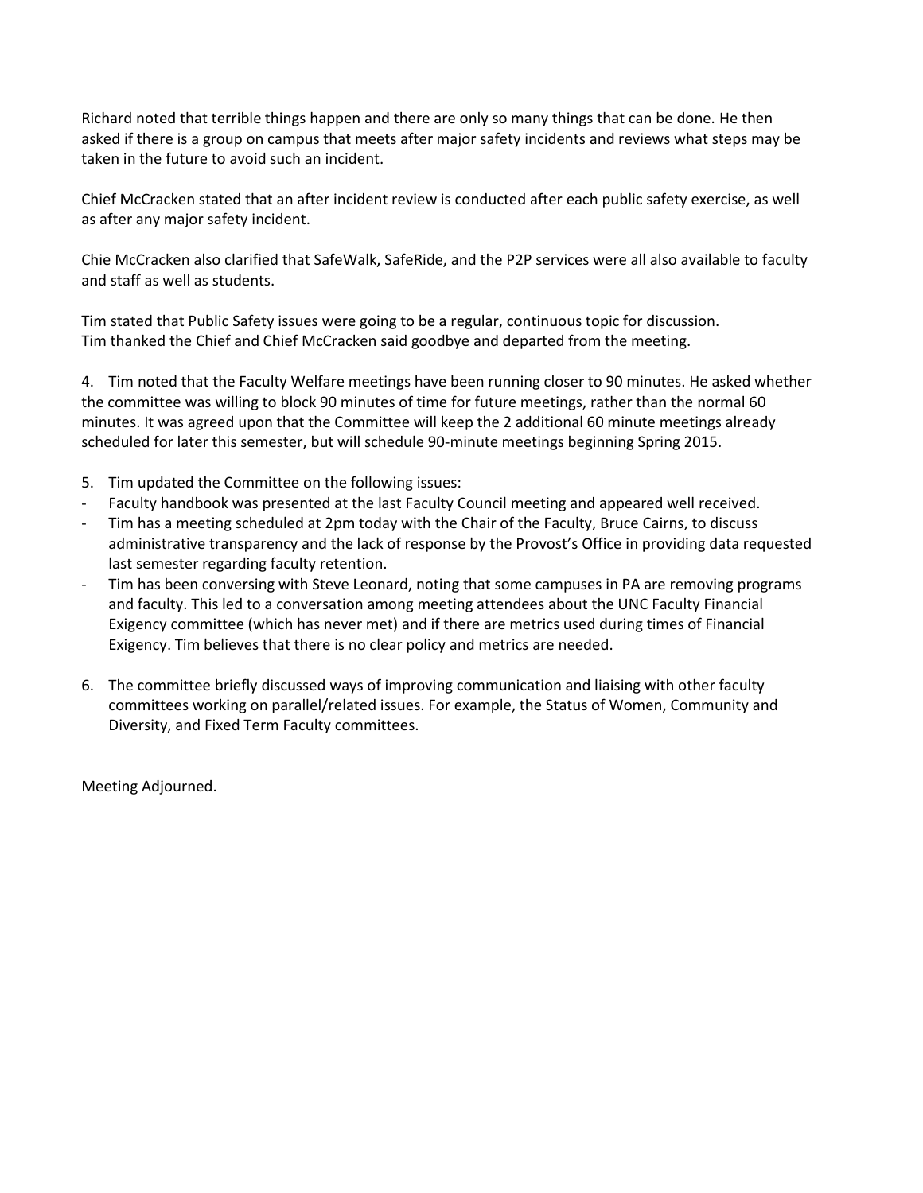Richard noted that terrible things happen and there are only so many things that can be done. He then asked if there is a group on campus that meets after major safety incidents and reviews what steps may be taken in the future to avoid such an incident.

Chief McCracken stated that an after incident review is conducted after each public safety exercise, as well as after any major safety incident.

Chie McCracken also clarified that SafeWalk, SafeRide, and the P2P services were all also available to faculty and staff as well as students.

Tim stated that Public Safety issues were going to be a regular, continuous topic for discussion.
Tim thanked the Chief and Chief McCracken said goodbye and departed from the meeting.

4. Tim noted that the Faculty Welfare meetings have been running closer to 90 minutes. He asked whether the committee was willing to block 90 minutes of time for future meetings, rather than the normal 60 minutes. It was agreed upon that the Committee will keep the 2 additional 60 minute meetings already scheduled for later this semester, but will schedule 90-minute meetings beginning Spring 2015.

5. Tim updated the Committee on the following issues:

- Faculty handbook was presented at the last Faculty Council meeting and appeared well received.
- Tim has a meeting scheduled at 2pm today with the Chair of the Faculty, Bruce Cairns, to discuss administrative transparency and the lack of response by the Provost's Office in providing data requested last semester regarding faculty retention.
- Tim has been conversing with Steve Leonard, noting that some campuses in PA are removing programs and faculty. This led to a conversation among meeting attendees about the UNC Faculty Financial Exigency committee (which has never met) and if there are metrics used during times of Financial Exigency. Tim believes that there is no clear policy and metrics are needed.

6. The committee briefly discussed ways of improving communication and liaising with other faculty committees working on parallel/related issues. For example, the Status of Women, Community and Diversity, and Fixed Term Faculty committees.

Meeting Adjourned.